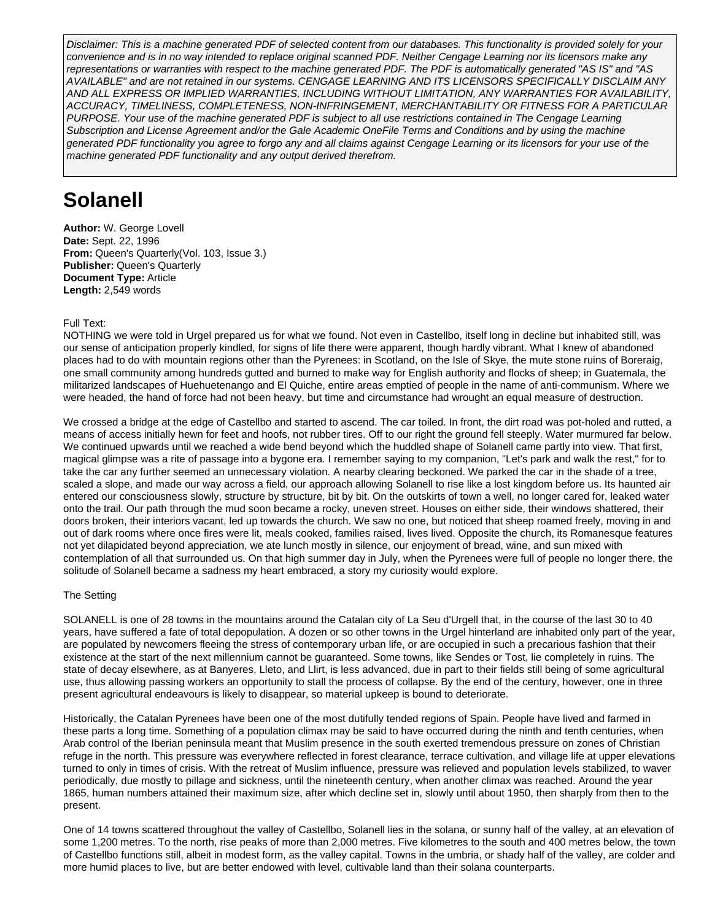*Disclaimer: This is a machine generated PDF of selected content from our databases. This functionality is provided solely for your convenience and is in no way intended to replace original scanned PDF. Neither Cengage Learning nor its licensors make any representations or warranties with respect to the machine generated PDF. The PDF is automatically generated "AS IS" and "AS AVAILABLE" and are not retained in our systems. CENGAGE LEARNING AND ITS LICENSORS SPECIFICALLY DISCLAIM ANY AND ALL EXPRESS OR IMPLIED WARRANTIES, INCLUDING WITHOUT LIMITATION, ANY WARRANTIES FOR AVAILABILITY, ACCURACY, TIMELINESS, COMPLETENESS, NON-INFRINGEMENT, MERCHANTABILITY OR FITNESS FOR A PARTICULAR PURPOSE. Your use of the machine generated PDF is subject to all use restrictions contained in The Cengage Learning Subscription and License Agreement and/or the Gale Academic OneFile Terms and Conditions and by using the machine generated PDF functionality you agree to forgo any and all claims against Cengage Learning or its licensors for your use of the machine generated PDF functionality and any output derived therefrom.*

# Solanell

**Author:** W. George Lovell
**Date:** Sept. 22, 1996
**From:** Queen's Quarterly(Vol. 103, Issue 3.)
**Publisher:** Queen's Quarterly
**Document Type:** Article
**Length:** 2,549 words

Full Text:

NOTHING we were told in Urgel prepared us for what we found. Not even in Castellbo, itself long in decline but inhabited still, was our sense of anticipation properly kindled, for signs of life there were apparent, though hardly vibrant. What I knew of abandoned places had to do with mountain regions other than the Pyrenees: in Scotland, on the Isle of Skye, the mute stone ruins of Boreraig, one small community among hundreds gutted and burned to make way for English authority and flocks of sheep; in Guatemala, the militarized landscapes of Huehuetenango and El Quiche, entire areas emptied of people in the name of anti-communism. Where we were headed, the hand of force had not been heavy, but time and circumstance had wrought an equal measure of destruction.

We crossed a bridge at the edge of Castellbo and started to ascend. The car toiled. In front, the dirt road was pot-holed and rutted, a means of access initially hewn for feet and hoofs, not rubber tires. Off to our right the ground fell steeply. Water murmured far below. We continued upwards until we reached a wide bend beyond which the huddled shape of Solanell came partly into view. That first, magical glimpse was a rite of passage into a bygone era. I remember saying to my companion, "Let's park and walk the rest," for to take the car any further seemed an unnecessary violation. A nearby clearing beckoned. We parked the car in the shade of a tree, scaled a slope, and made our way across a field, our approach allowing Solanell to rise like a lost kingdom before us. Its haunted air entered our consciousness slowly, structure by structure, bit by bit. On the outskirts of town a well, no longer cared for, leaked water onto the trail. Our path through the mud soon became a rocky, uneven street. Houses on either side, their windows shattered, their doors broken, their interiors vacant, led up towards the church. We saw no one, but noticed that sheep roamed freely, moving in and out of dark rooms where once fires were lit, meals cooked, families raised, lives lived. Opposite the church, its Romanesque features not yet dilapidated beyond appreciation, we ate lunch mostly in silence, our enjoyment of bread, wine, and sun mixed with contemplation of all that surrounded us. On that high summer day in July, when the Pyrenees were full of people no longer there, the solitude of Solanell became a sadness my heart embraced, a story my curiosity would explore.

The Setting

SOLANELL is one of 28 towns in the mountains around the Catalan city of La Seu d'Urgell that, in the course of the last 30 to 40 years, have suffered a fate of total depopulation. A dozen or so other towns in the Urgell hinterland are inhabited only part of the year, are populated by newcomers fleeing the stress of contemporary urban life, or are occupied in such a precarious fashion that their existence at the start of the next millennium cannot be guaranteed. Some towns, like Sendes or Tost, lie completely in ruins. The state of decay elsewhere, as at Banyeres, Lleto, and Llirt, is less advanced, due in part to their fields still being of some agricultural use, thus allowing passing workers an opportunity to stall the process of collapse. By the end of the century, however, one in three present agricultural endeavours is likely to disappear, so material upkeep is bound to deteriorate.

Historically, the Catalan Pyrenees have been one of the most dutifully tended regions of Spain. People have lived and farmed in these parts a long time. Something of a population climax may be said to have occurred during the ninth and tenth centuries, when Arab control of the Iberian peninsula meant that Muslim presence in the south exerted tremendous pressure on zones of Christian refuge in the north. This pressure was everywhere reflected in forest clearance, terrace cultivation, and village life at upper elevations turned to only in times of crisis. With the retreat of Muslim influence, pressure was relieved and population levels stabilized, to waver periodically, due mostly to pillage and sickness, until the nineteenth century, when another climax was reached. Around the year 1865, human numbers attained their maximum size, after which decline set in, slowly until about 1950, then sharply from then to the present.

One of 14 towns scattered throughout the valley of Castellbo, Solanell lies in the solana, or sunny half of the valley, at an elevation of some 1,200 metres. To the north, rise peaks of more than 2,000 metres. Five kilometres to the south and 400 metres below, the town of Castellbo functions still, albeit in modest form, as the valley capital. Towns in the umbria, or shady half of the valley, are colder and more humid places to live, but are better endowed with level, cultivable land than their solana counterparts.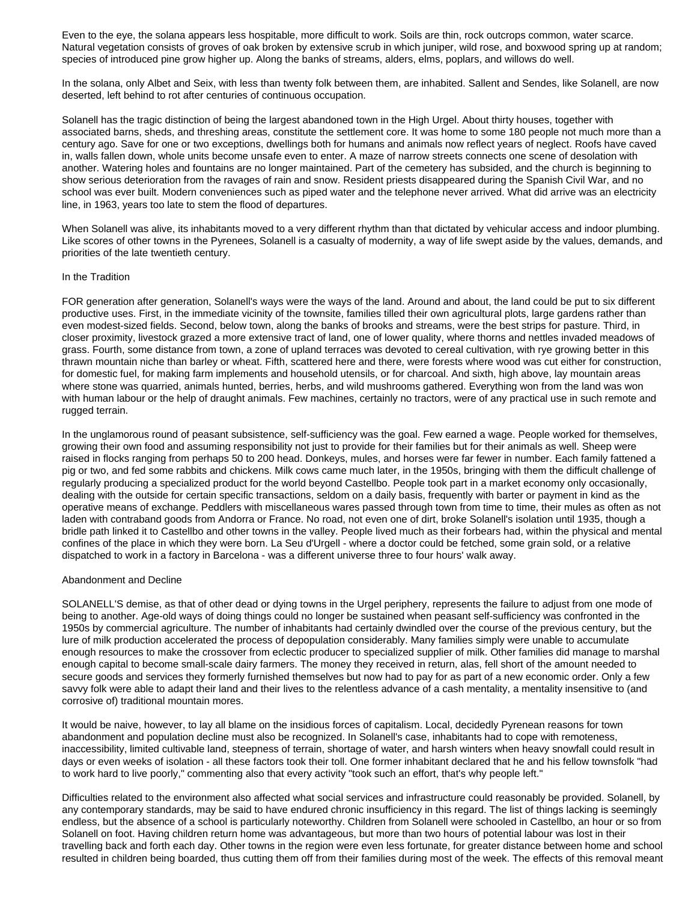Even to the eye, the solana appears less hospitable, more difficult to work. Soils are thin, rock outcrops common, water scarce. Natural vegetation consists of groves of oak broken by extensive scrub in which juniper, wild rose, and boxwood spring up at random; species of introduced pine grow higher up. Along the banks of streams, alders, elms, poplars, and willows do well.

In the solana, only Albet and Seix, with less than twenty folk between them, are inhabited. Sallent and Sendes, like Solanell, are now deserted, left behind to rot after centuries of continuous occupation.

Solanell has the tragic distinction of being the largest abandoned town in the High Urgel. About thirty houses, together with associated barns, sheds, and threshing areas, constitute the settlement core. It was home to some 180 people not much more than a century ago. Save for one or two exceptions, dwellings both for humans and animals now reflect years of neglect. Roofs have caved in, walls fallen down, whole units become unsafe even to enter. A maze of narrow streets connects one scene of desolation with another. Watering holes and fountains are no longer maintained. Part of the cemetery has subsided, and the church is beginning to show serious deterioration from the ravages of rain and snow. Resident priests disappeared during the Spanish Civil War, and no school was ever built. Modern conveniences such as piped water and the telephone never arrived. What did arrive was an electricity line, in 1963, years too late to stem the flood of departures.

When Solanell was alive, its inhabitants moved to a very different rhythm than that dictated by vehicular access and indoor plumbing. Like scores of other towns in the Pyrenees, Solanell is a casualty of modernity, a way of life swept aside by the values, demands, and priorities of the late twentieth century.

## In the Tradition

FOR generation after generation, Solanell's ways were the ways of the land. Around and about, the land could be put to six different productive uses. First, in the immediate vicinity of the townsite, families tilled their own agricultural plots, large gardens rather than even modest-sized fields. Second, below town, along the banks of brooks and streams, were the best strips for pasture. Third, in closer proximity, livestock grazed a more extensive tract of land, one of lower quality, where thorns and nettles invaded meadows of grass. Fourth, some distance from town, a zone of upland terraces was devoted to cereal cultivation, with rye growing better in this thrawn mountain niche than barley or wheat. Fifth, scattered here and there, were forests where wood was cut either for construction, for domestic fuel, for making farm implements and household utensils, or for charcoal. And sixth, high above, lay mountain areas where stone was quarried, animals hunted, berries, herbs, and wild mushrooms gathered. Everything won from the land was won with human labour or the help of draught animals. Few machines, certainly no tractors, were of any practical use in such remote and rugged terrain.

In the unglamorous round of peasant subsistence, self-sufficiency was the goal. Few earned a wage. People worked for themselves, growing their own food and assuming responsibility not just to provide for their families but for their animals as well. Sheep were raised in flocks ranging from perhaps 50 to 200 head. Donkeys, mules, and horses were far fewer in number. Each family fattened a pig or two, and fed some rabbits and chickens. Milk cows came much later, in the 1950s, bringing with them the difficult challenge of regularly producing a specialized product for the world beyond Castellbo. People took part in a market economy only occasionally, dealing with the outside for certain specific transactions, seldom on a daily basis, frequently with barter or payment in kind as the operative means of exchange. Peddlers with miscellaneous wares passed through town from time to time, their mules as often as not laden with contraband goods from Andorra or France. No road, not even one of dirt, broke Solanell's isolation until 1935, though a bridle path linked it to Castellbo and other towns in the valley. People lived much as their forbears had, within the physical and mental confines of the place in which they were born. La Seu d'Urgell - where a doctor could be fetched, some grain sold, or a relative dispatched to work in a factory in Barcelona - was a different universe three to four hours' walk away.

## Abandonment and Decline

SOLANELL'S demise, as that of other dead or dying towns in the Urgel periphery, represents the failure to adjust from one mode of being to another. Age-old ways of doing things could no longer be sustained when peasant self-sufficiency was confronted in the 1950s by commercial agriculture. The number of inhabitants had certainly dwindled over the course of the previous century, but the lure of milk production accelerated the process of depopulation considerably. Many families simply were unable to accumulate enough resources to make the crossover from eclectic producer to specialized supplier of milk. Other families did manage to marshal enough capital to become small-scale dairy farmers. The money they received in return, alas, fell short of the amount needed to secure goods and services they formerly furnished themselves but now had to pay for as part of a new economic order. Only a few savvy folk were able to adapt their land and their lives to the relentless advance of a cash mentality, a mentality insensitive to (and corrosive of) traditional mountain mores.

It would be naive, however, to lay all blame on the insidious forces of capitalism. Local, decidedly Pyrenean reasons for town abandonment and population decline must also be recognized. In Solanell's case, inhabitants had to cope with remoteness, inaccessibility, limited cultivable land, steepness of terrain, shortage of water, and harsh winters when heavy snowfall could result in days or even weeks of isolation - all these factors took their toll. One former inhabitant declared that he and his fellow townsfolk "had to work hard to live poorly," commenting also that every activity "took such an effort, that's why people left."

Difficulties related to the environment also affected what social services and infrastructure could reasonably be provided. Solanell, by any contemporary standards, may be said to have endured chronic insufficiency in this regard. The list of things lacking is seemingly endless, but the absence of a school is particularly noteworthy. Children from Solanell were schooled in Castellbo, an hour or so from Solanell on foot. Having children return home was advantageous, but more than two hours of potential labour was lost in their travelling back and forth each day. Other towns in the region were even less fortunate, for greater distance between home and school resulted in children being boarded, thus cutting them off from their families during most of the week. The effects of this removal meant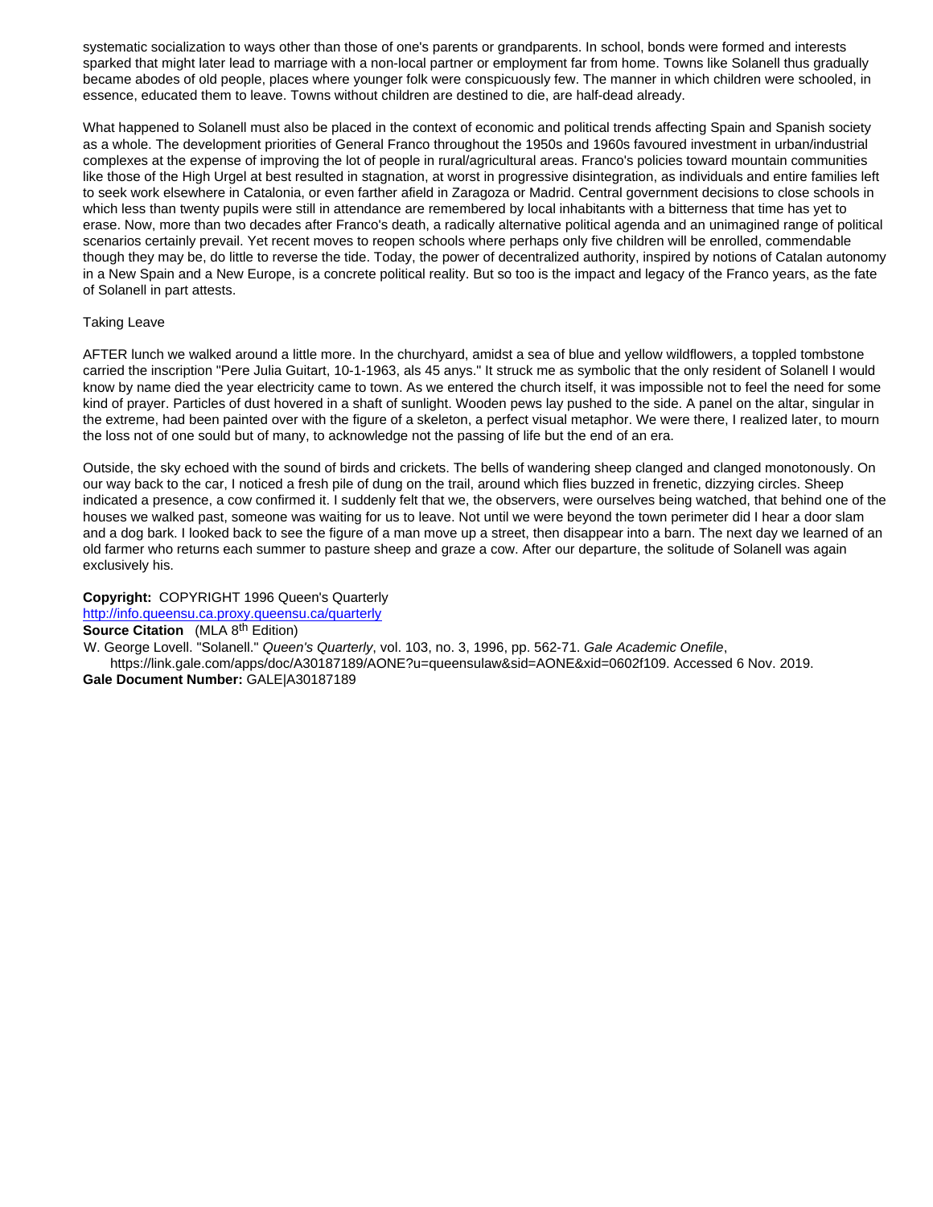systematic socialization to ways other than those of one's parents or grandparents. In school, bonds were formed and interests sparked that might later lead to marriage with a non-local partner or employment far from home. Towns like Solanell thus gradually became abodes of old people, places where younger folk were conspicuously few. The manner in which children were schooled, in essence, educated them to leave. Towns without children are destined to die, are half-dead already.

What happened to Solanell must also be placed in the context of economic and political trends affecting Spain and Spanish society as a whole. The development priorities of General Franco throughout the 1950s and 1960s favoured investment in urban/industrial complexes at the expense of improving the lot of people in rural/agricultural areas. Franco's policies toward mountain communities like those of the High Urgel at best resulted in stagnation, at worst in progressive disintegration, as individuals and entire families left to seek work elsewhere in Catalonia, or even farther afield in Zaragoza or Madrid. Central government decisions to close schools in which less than twenty pupils were still in attendance are remembered by local inhabitants with a bitterness that time has yet to erase. Now, more than two decades after Franco's death, a radically alternative political agenda and an unimagined range of political scenarios certainly prevail. Yet recent moves to reopen schools where perhaps only five children will be enrolled, commendable though they may be, do little to reverse the tide. Today, the power of decentralized authority, inspired by notions of Catalan autonomy in a New Spain and a New Europe, is a concrete political reality. But so too is the impact and legacy of the Franco years, as the fate of Solanell in part attests.

## Taking Leave

AFTER lunch we walked around a little more. In the churchyard, amidst a sea of blue and yellow wildflowers, a toppled tombstone carried the inscription "Pere Julia Guitart, 10-1-1963, als 45 anys." It struck me as symbolic that the only resident of Solanell I would know by name died the year electricity came to town. As we entered the church itself, it was impossible not to feel the need for some kind of prayer. Particles of dust hovered in a shaft of sunlight. Wooden pews lay pushed to the side. A panel on the altar, singular in the extreme, had been painted over with the figure of a skeleton, a perfect visual metaphor. We were there, I realized later, to mourn the loss not of one sould but of many, to acknowledge not the passing of life but the end of an era.

Outside, the sky echoed with the sound of birds and crickets. The bells of wandering sheep clanged and clanged monotonously. On our way back to the car, I noticed a fresh pile of dung on the trail, around which flies buzzed in frenetic, dizzying circles. Sheep indicated a presence, a cow confirmed it. I suddenly felt that we, the observers, were ourselves being watched, that behind one of the houses we walked past, someone was waiting for us to leave. Not until we were beyond the town perimeter did I hear a door slam and a dog bark. I looked back to see the figure of a man move up a street, then disappear into a barn. The next day we learned of an old farmer who returns each summer to pasture sheep and graze a cow. After our departure, the solitude of Solanell was again exclusively his.

**Copyright:** COPYRIGHT 1996 Queen's Quarterly
http://info.queensu.ca.proxy.queensu.ca/quarterly

**Source Citation** (MLA 8th Edition)

W. George Lovell. "Solanell." *Queen's Quarterly*, vol. 103, no. 3, 1996, pp. 562-71. *Gale Academic Onefile*, https://link.gale.com/apps/doc/A30187189/AONE?u=queensulaw&sid=AONE&xid=0602f109. Accessed 6 Nov. 2019.

**Gale Document Number:** GALE|A30187189